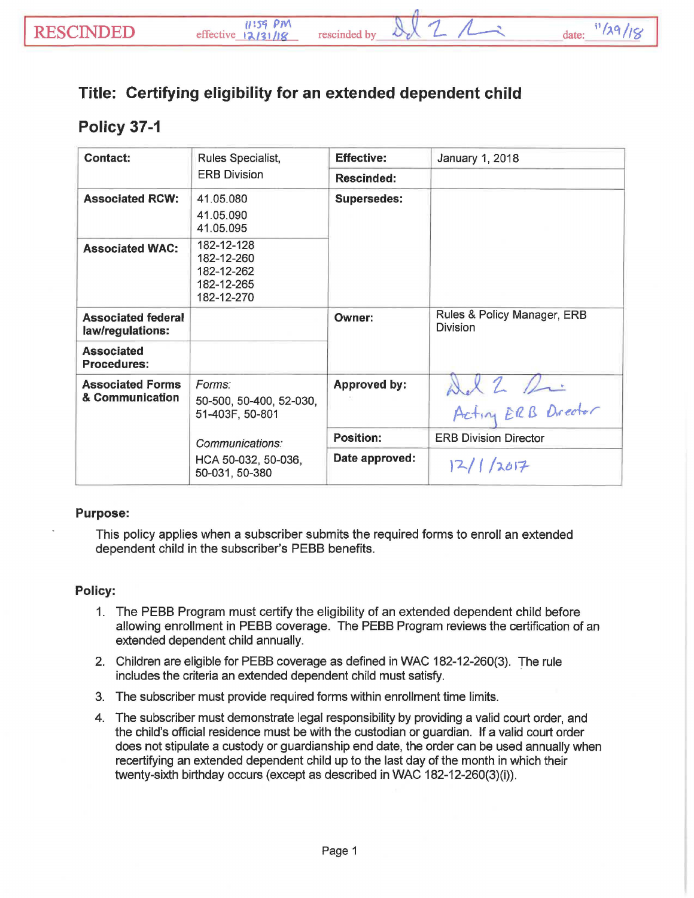RESCINDED effective 11:59 PM 12/31/18 rescinded by [signature] date: 11/29/18

# Title: Certifying eligibility for an extended dependent child

## Policy 37-1

| Contact: | Rules Specialist, ERB Division | Effective: | January 1, 2018 |
|---|---|---|---|
| | | Rescinded: | |
| Associated RCW: | 41.05.080<br>41.05.090<br>41.05.095 | Supersedes: | |
| Associated WAC: | 182-12-128<br>182-12-260<br>182-12-262<br>182-12-265<br>182-12-270 | | |
| Associated federal law/regulations: | | Owner: | Rules & Policy Manager, ERB Division |
| Associated Procedures: | | | |
| Associated Forms & Communication | *Forms:*<br>50-500, 50-400, 52-030, 51-403F, 50-801<br><br>*Communications:*<br>HCA 50-032, 50-036, 50-031, 50-380 | Approved by: | [signature] Acting ERB Director |
| | | Position: | ERB Division Director |
| | | Date approved: | 12/1/2017 |

**Purpose:**

This policy applies when a subscriber submits the required forms to enroll an extended dependent child in the subscriber's PEBB benefits.

**Policy:**

1. The PEBB Program must certify the eligibility of an extended dependent child before allowing enrollment in PEBB coverage. The PEBB Program reviews the certification of an extended dependent child annually.
2. Children are eligible for PEBB coverage as defined in WAC 182-12-260(3). The rule includes the criteria an extended dependent child must satisfy.
3. The subscriber must provide required forms within enrollment time limits.
4. The subscriber must demonstrate legal responsibility by providing a valid court order, and the child's official residence must be with the custodian or guardian. If a valid court order does not stipulate a custody or guardianship end date, the order can be used annually when recertifying an extended dependent child up to the last day of the month in which their twenty-sixth birthday occurs (except as described in WAC 182-12-260(3)(i)).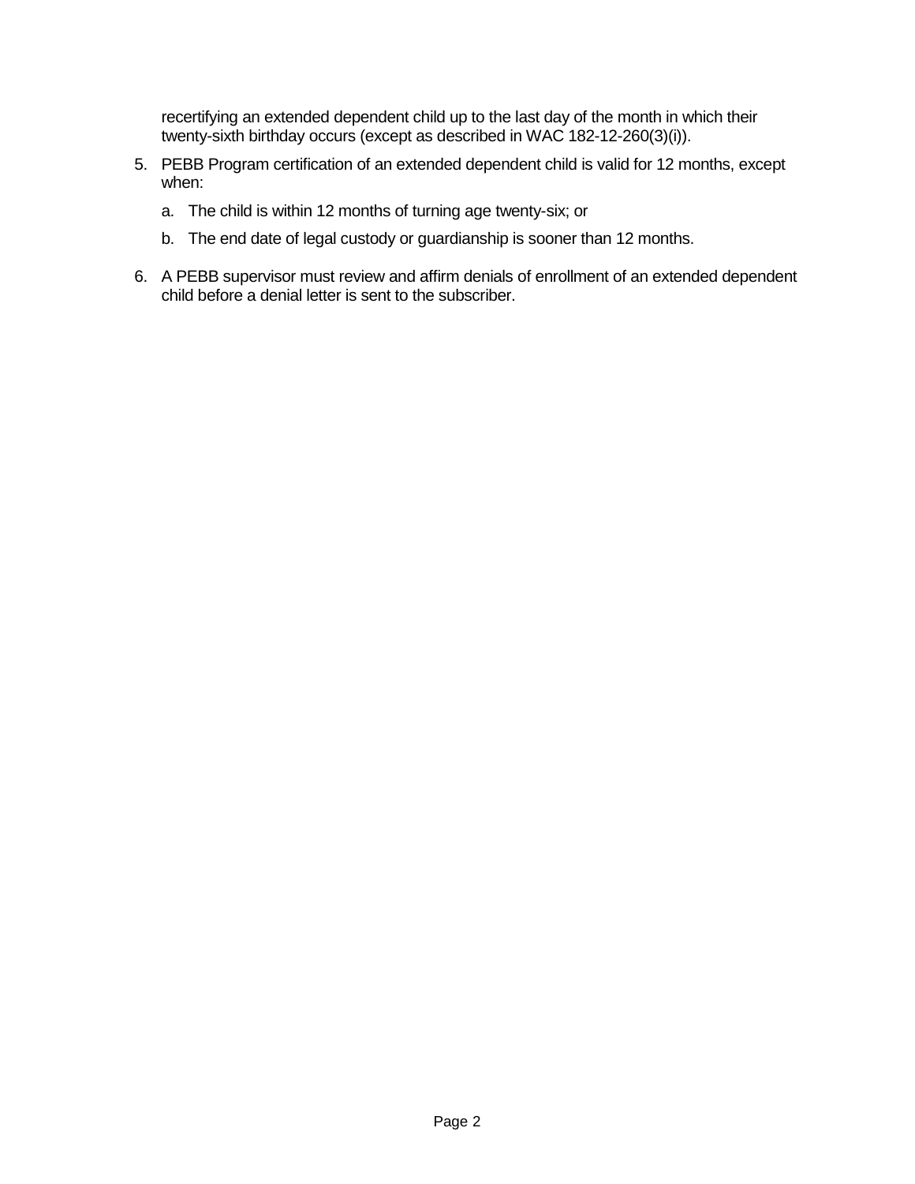recertifying an extended dependent child up to the last day of the month in which their twenty-sixth birthday occurs (except as described in WAC 182-12-260(3)(i)).

5. PEBB Program certification of an extended dependent child is valid for 12 months, except when:

   a. The child is within 12 months of turning age twenty-six; or

   b. The end date of legal custody or guardianship is sooner than 12 months.

6. A PEBB supervisor must review and affirm denials of enrollment of an extended dependent child before a denial letter is sent to the subscriber.